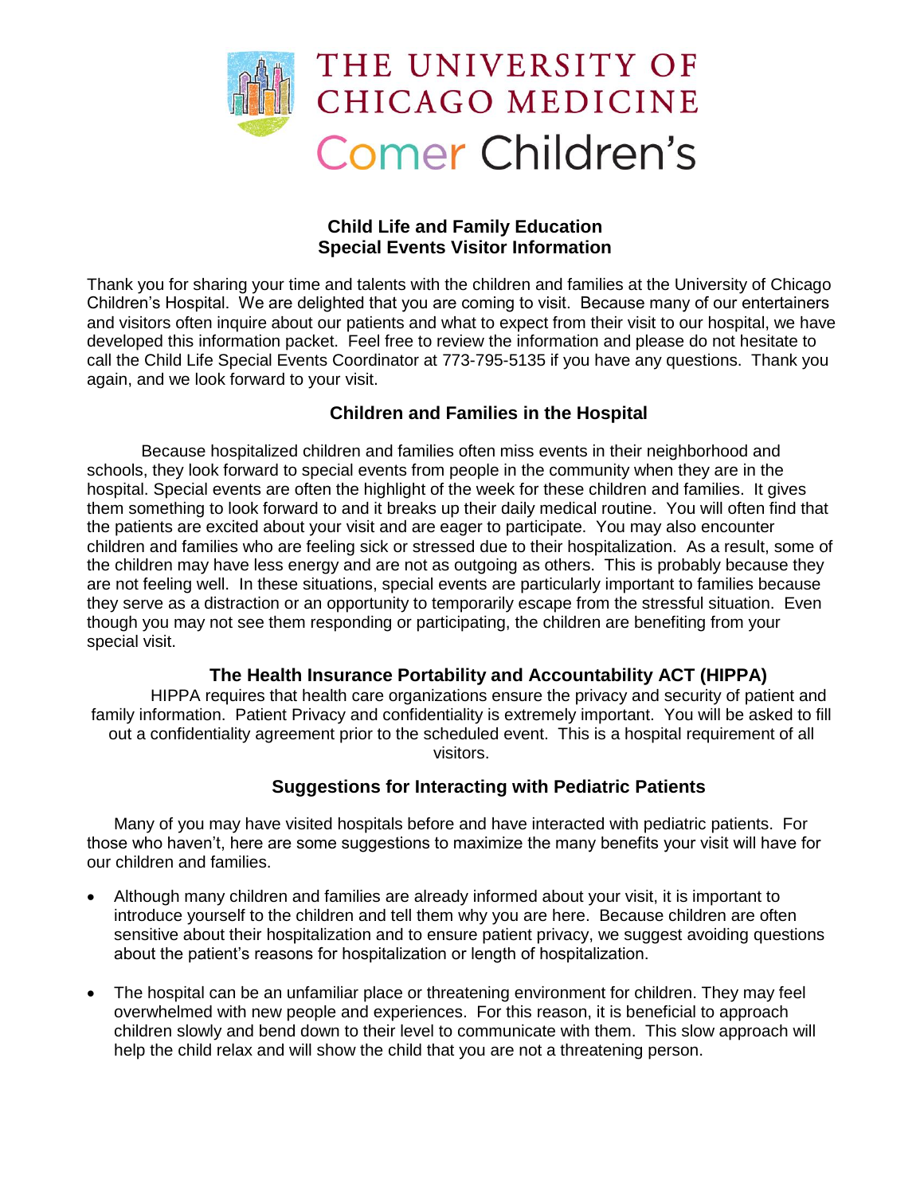THE UNIVERSITY OF CHICAGO MEDICINE

Comer Children's

## Child Life and Family Education
## Special Events Visitor Information

Thank you for sharing your time and talents with the children and families at the University of Chicago Children's Hospital. We are delighted that you are coming to visit. Because many of our entertainers and visitors often inquire about our patients and what to expect from their visit to our hospital, we have developed this information packet. Feel free to review the information and please do not hesitate to call the Child Life Special Events Coordinator at 773-795-5135 if you have any questions. Thank you again, and we look forward to your visit.

### Children and Families in the Hospital

Because hospitalized children and families often miss events in their neighborhood and schools, they look forward to special events from people in the community when they are in the hospital. Special events are often the highlight of the week for these children and families. It gives them something to look forward to and it breaks up their daily medical routine. You will often find that the patients are excited about your visit and are eager to participate. You may also encounter children and families who are feeling sick or stressed due to their hospitalization. As a result, some of the children may have less energy and are not as outgoing as others. This is probably because they are not feeling well. In these situations, special events are particularly important to families because they serve as a distraction or an opportunity to temporarily escape from the stressful situation. Even though you may not see them responding or participating, the children are benefiting from your special visit.

### The Health Insurance Portability and Accountability ACT (HIPPA)

HIPPA requires that health care organizations ensure the privacy and security of patient and family information. Patient Privacy and confidentiality is extremely important. You will be asked to fill out a confidentiality agreement prior to the scheduled event. This is a hospital requirement of all visitors.

### Suggestions for Interacting with Pediatric Patients

Many of you may have visited hospitals before and have interacted with pediatric patients. For those who haven't, here are some suggestions to maximize the many benefits your visit will have for our children and families.

- Although many children and families are already informed about your visit, it is important to introduce yourself to the children and tell them why you are here. Because children are often sensitive about their hospitalization and to ensure patient privacy, we suggest avoiding questions about the patient's reasons for hospitalization or length of hospitalization.

- The hospital can be an unfamiliar place or threatening environment for children. They may feel overwhelmed with new people and experiences. For this reason, it is beneficial to approach children slowly and bend down to their level to communicate with them. This slow approach will help the child relax and will show the child that you are not a threatening person.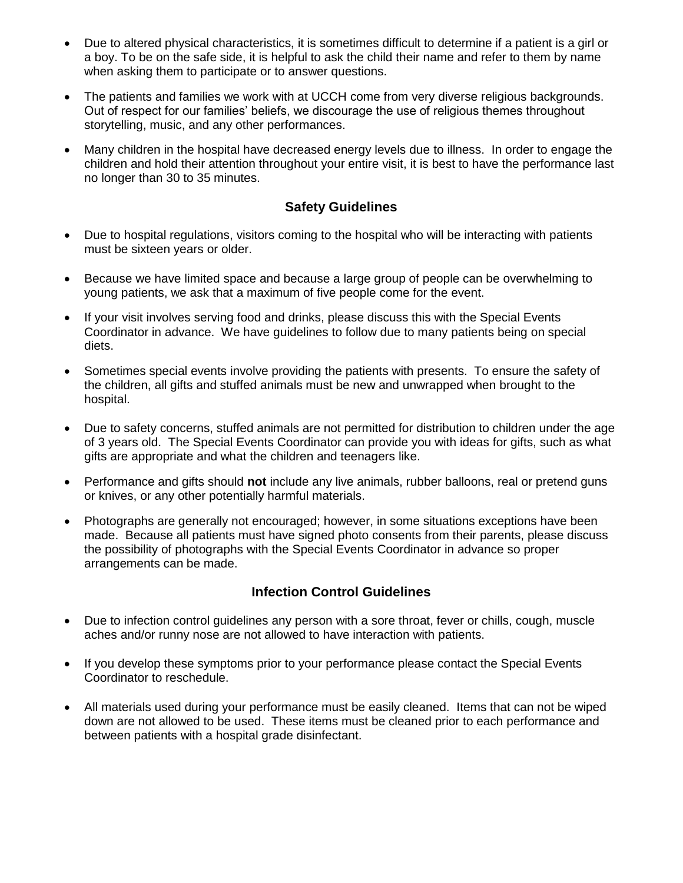- Due to altered physical characteristics, it is sometimes difficult to determine if a patient is a girl or a boy. To be on the safe side, it is helpful to ask the child their name and refer to them by name when asking them to participate or to answer questions.

- The patients and families we work with at UCCH come from very diverse religious backgrounds. Out of respect for our families' beliefs, we discourage the use of religious themes throughout storytelling, music, and any other performances.

- Many children in the hospital have decreased energy levels due to illness. In order to engage the children and hold their attention throughout your entire visit, it is best to have the performance last no longer than 30 to 35 minutes.

## Safety Guidelines

- Due to hospital regulations, visitors coming to the hospital who will be interacting with patients must be sixteen years or older.

- Because we have limited space and because a large group of people can be overwhelming to young patients, we ask that a maximum of five people come for the event.

- If your visit involves serving food and drinks, please discuss this with the Special Events Coordinator in advance. We have guidelines to follow due to many patients being on special diets.

- Sometimes special events involve providing the patients with presents. To ensure the safety of the children, all gifts and stuffed animals must be new and unwrapped when brought to the hospital.

- Due to safety concerns, stuffed animals are not permitted for distribution to children under the age of 3 years old. The Special Events Coordinator can provide you with ideas for gifts, such as what gifts are appropriate and what the children and teenagers like.

- Performance and gifts should **not** include any live animals, rubber balloons, real or pretend guns or knives, or any other potentially harmful materials.

- Photographs are generally not encouraged; however, in some situations exceptions have been made. Because all patients must have signed photo consents from their parents, please discuss the possibility of photographs with the Special Events Coordinator in advance so proper arrangements can be made.

## Infection Control Guidelines

- Due to infection control guidelines any person with a sore throat, fever or chills, cough, muscle aches and/or runny nose are not allowed to have interaction with patients.

- If you develop these symptoms prior to your performance please contact the Special Events Coordinator to reschedule.

- All materials used during your performance must be easily cleaned. Items that can not be wiped down are not allowed to be used. These items must be cleaned prior to each performance and between patients with a hospital grade disinfectant.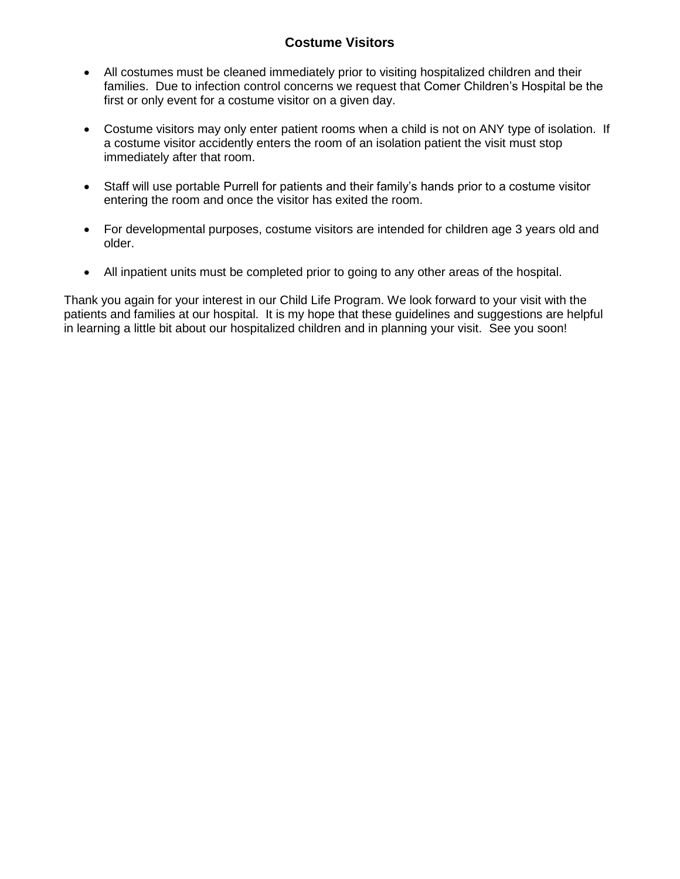## Costume Visitors

- All costumes must be cleaned immediately prior to visiting hospitalized children and their families. Due to infection control concerns we request that Comer Children's Hospital be the first or only event for a costume visitor on a given day.
- Costume visitors may only enter patient rooms when a child is not on ANY type of isolation. If a costume visitor accidently enters the room of an isolation patient the visit must stop immediately after that room.
- Staff will use portable Purrell for patients and their family's hands prior to a costume visitor entering the room and once the visitor has exited the room.
- For developmental purposes, costume visitors are intended for children age 3 years old and older.
- All inpatient units must be completed prior to going to any other areas of the hospital.

Thank you again for your interest in our Child Life Program. We look forward to your visit with the patients and families at our hospital. It is my hope that these guidelines and suggestions are helpful in learning a little bit about our hospitalized children and in planning your visit. See you soon!